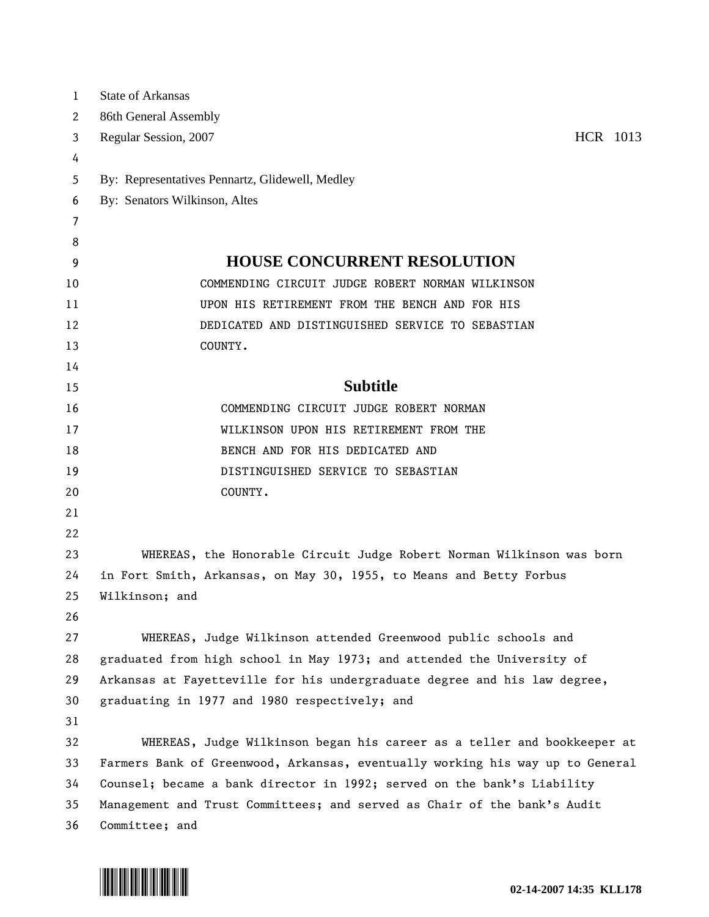State of Arkansas
86th General Assembly
Regular Session, 2007 HCR 1013

By: Representatives Pennartz, Glidewell, Medley
By: Senators Wilkinson, Altes

# HOUSE CONCURRENT RESOLUTION

COMMENDING CIRCUIT JUDGE ROBERT NORMAN WILKINSON UPON HIS RETIREMENT FROM THE BENCH AND FOR HIS DEDICATED AND DISTINGUISHED SERVICE TO SEBASTIAN COUNTY.

## Subtitle

COMMENDING CIRCUIT JUDGE ROBERT NORMAN WILKINSON UPON HIS RETIREMENT FROM THE BENCH AND FOR HIS DEDICATED AND DISTINGUISHED SERVICE TO SEBASTIAN COUNTY.

WHEREAS, the Honorable Circuit Judge Robert Norman Wilkinson was born in Fort Smith, Arkansas, on May 30, 1955, to Means and Betty Forbus Wilkinson; and

WHEREAS, Judge Wilkinson attended Greenwood public schools and graduated from high school in May 1973; and attended the University of Arkansas at Fayetteville for his undergraduate degree and his law degree, graduating in 1977 and 1980 respectively; and

WHEREAS, Judge Wilkinson began his career as a teller and bookkeeper at Farmers Bank of Greenwood, Arkansas, eventually working his way up to General Counsel; became a bank director in 1992; served on the bank's Liability Management and Trust Committees; and served as Chair of the bank's Audit Committee; and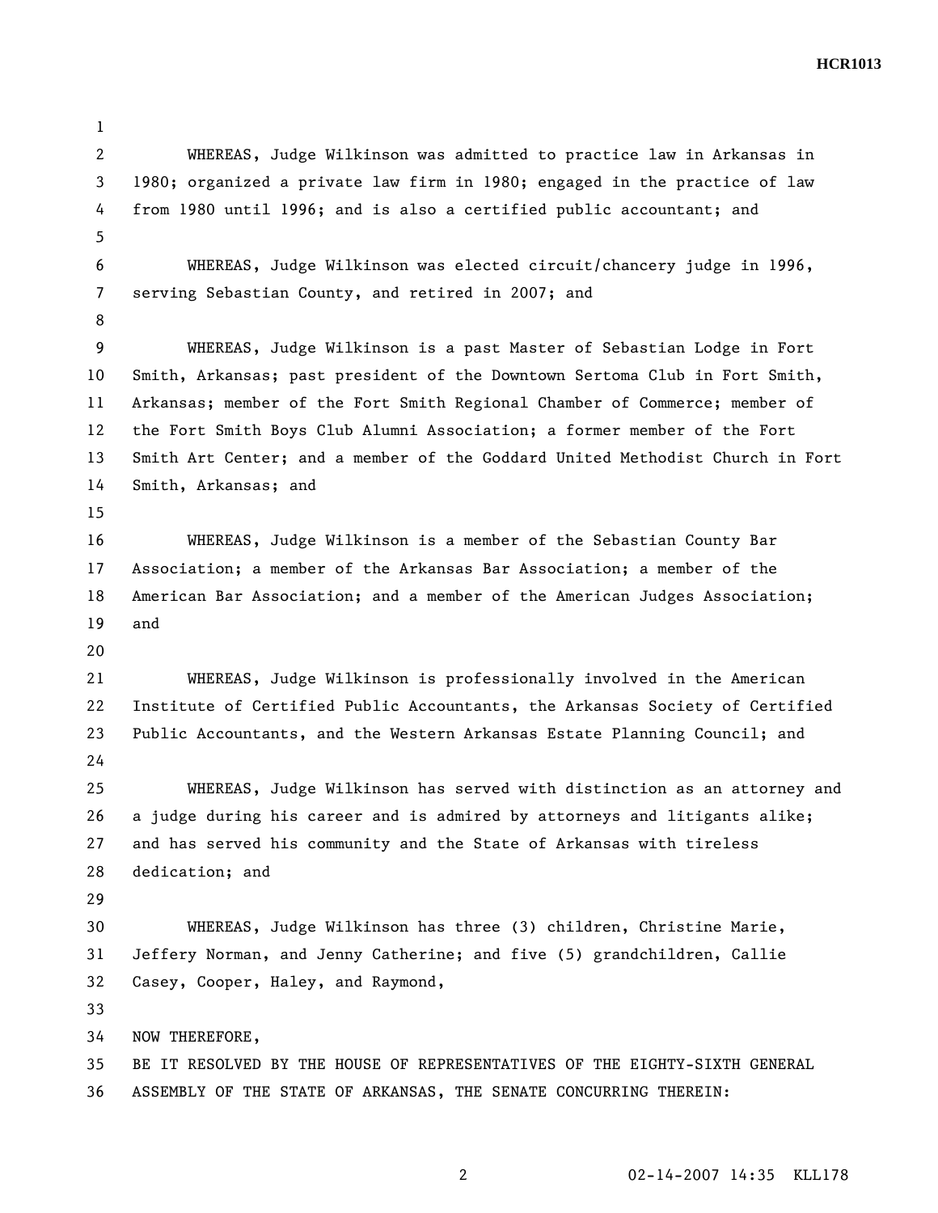WHEREAS, Judge Wilkinson was admitted to practice law in Arkansas in 1980; organized a private law firm in 1980; engaged in the practice of law from 1980 until 1996; and is also a certified public accountant; and

WHEREAS, Judge Wilkinson was elected circuit/chancery judge in 1996, serving Sebastian County, and retired in 2007; and

WHEREAS, Judge Wilkinson is a past Master of Sebastian Lodge in Fort Smith, Arkansas; past president of the Downtown Sertoma Club in Fort Smith, Arkansas; member of the Fort Smith Regional Chamber of Commerce; member of the Fort Smith Boys Club Alumni Association; a former member of the Fort Smith Art Center; and a member of the Goddard United Methodist Church in Fort Smith, Arkansas; and

WHEREAS, Judge Wilkinson is a member of the Sebastian County Bar Association; a member of the Arkansas Bar Association; a member of the American Bar Association; and a member of the American Judges Association; and

WHEREAS, Judge Wilkinson is professionally involved in the American Institute of Certified Public Accountants, the Arkansas Society of Certified Public Accountants, and the Western Arkansas Estate Planning Council; and

WHEREAS, Judge Wilkinson has served with distinction as an attorney and a judge during his career and is admired by attorneys and litigants alike; and has served his community and the State of Arkansas with tireless dedication; and

WHEREAS, Judge Wilkinson has three (3) children, Christine Marie, Jeffery Norman, and Jenny Catherine; and five (5) grandchildren, Callie Casey, Cooper, Haley, and Raymond,

NOW THEREFORE,
BE IT RESOLVED BY THE HOUSE OF REPRESENTATIVES OF THE EIGHTY-SIXTH GENERAL ASSEMBLY OF THE STATE OF ARKANSAS, THE SENATE CONCURRING THEREIN: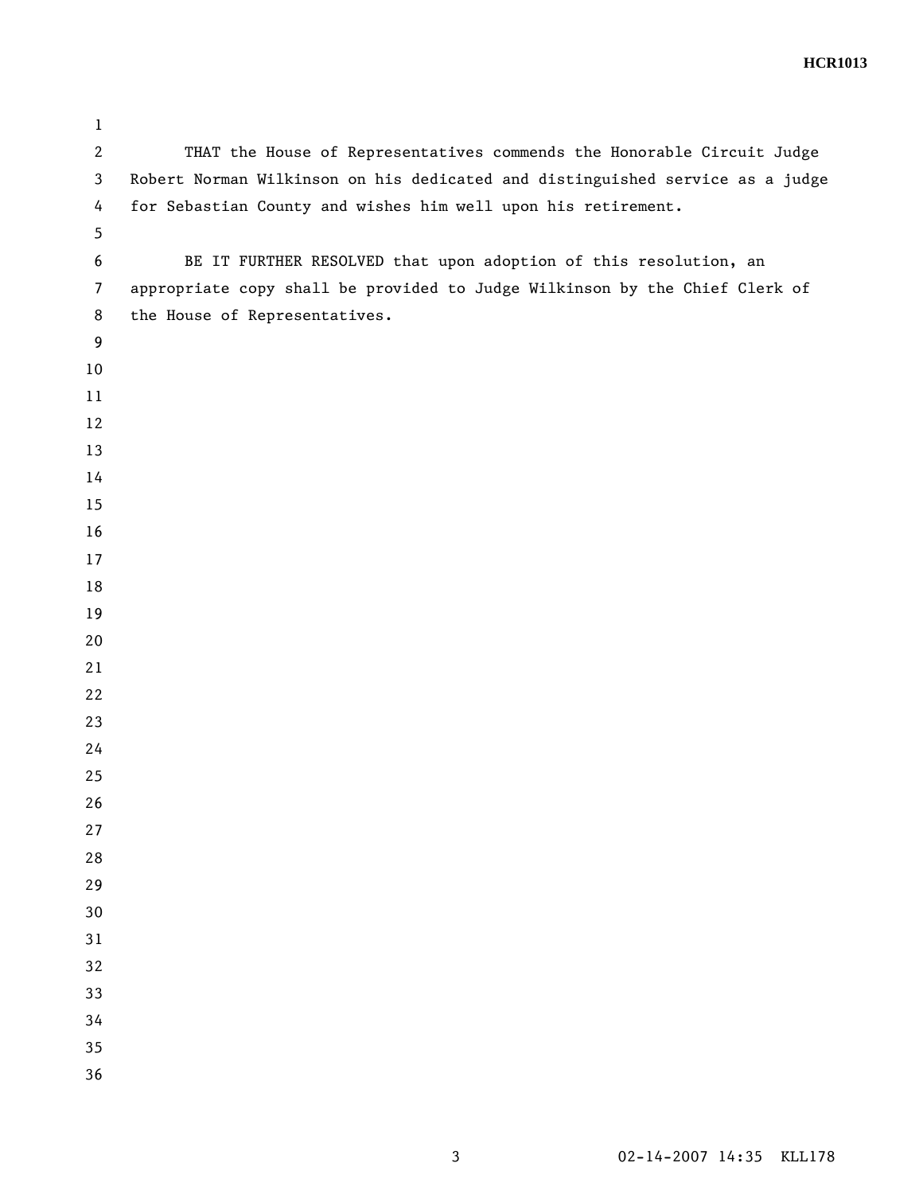THAT the House of Representatives commends the Honorable Circuit Judge Robert Norman Wilkinson on his dedicated and distinguished service as a judge for Sebastian County and wishes him well upon his retirement.

BE IT FURTHER RESOLVED that upon adoption of this resolution, an appropriate copy shall be provided to Judge Wilkinson by the Chief Clerk of the House of Representatives.